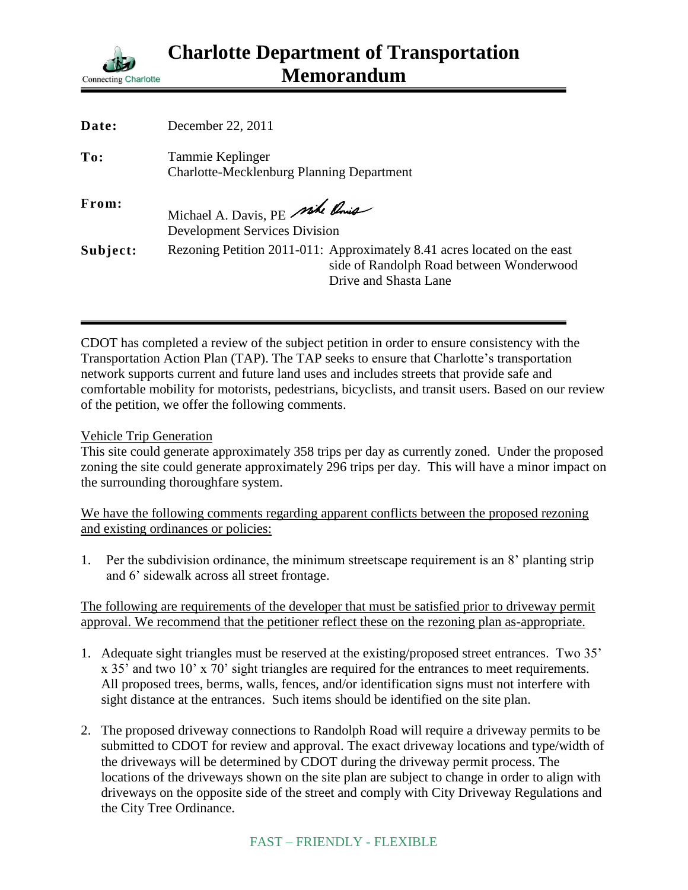# Charlotte Department of Transportation Memorandum

Connecting Charlotte

| | |
|---|---|
| **Date:** | December 22, 2011 |
| **To:** | Tammie Keplinger<br>Charlotte-Mecklenburg Planning Department |
| **From:** | Michael A. Davis, PE<br>Development Services Division |
| **Subject:** | Rezoning Petition 2011-011: Approximately 8.41 acres located on the east side of Randolph Road between Wonderwood Drive and Shasta Lane |

CDOT has completed a review of the subject petition in order to ensure consistency with the Transportation Action Plan (TAP). The TAP seeks to ensure that Charlotte's transportation network supports current and future land uses and includes streets that provide safe and comfortable mobility for motorists, pedestrians, bicyclists, and transit users. Based on our review of the petition, we offer the following comments.

Vehicle Trip Generation

This site could generate approximately 358 trips per day as currently zoned. Under the proposed zoning the site could generate approximately 296 trips per day. This will have a minor impact on the surrounding thoroughfare system.

We have the following comments regarding apparent conflicts between the proposed rezoning and existing ordinances or policies:

1. Per the subdivision ordinance, the minimum streetscape requirement is an 8' planting strip and 6' sidewalk across all street frontage.

The following are requirements of the developer that must be satisfied prior to driveway permit approval. We recommend that the petitioner reflect these on the rezoning plan as-appropriate.

1. Adequate sight triangles must be reserved at the existing/proposed street entrances. Two 35' x 35' and two 10' x 70' sight triangles are required for the entrances to meet requirements. All proposed trees, berms, walls, fences, and/or identification signs must not interfere with sight distance at the entrances. Such items should be identified on the site plan.

2. The proposed driveway connections to Randolph Road will require a driveway permits to be submitted to CDOT for review and approval. The exact driveway locations and type/width of the driveways will be determined by CDOT during the driveway permit process. The locations of the driveways shown on the site plan are subject to change in order to align with driveways on the opposite side of the street and comply with City Driveway Regulations and the City Tree Ordinance.

FAST – FRIENDLY - FLEXIBLE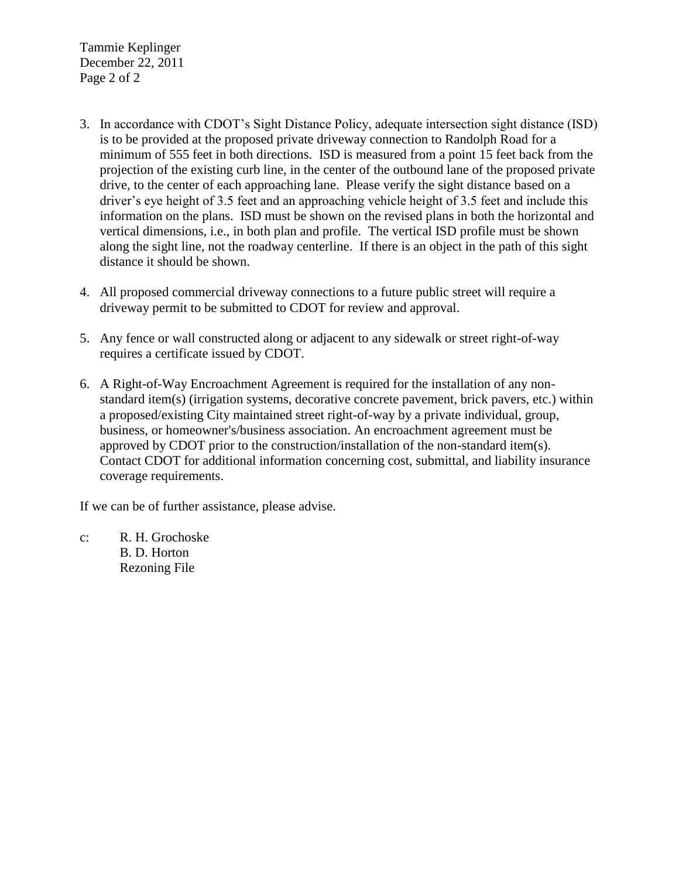3. In accordance with CDOT's Sight Distance Policy, adequate intersection sight distance (ISD) is to be provided at the proposed private driveway connection to Randolph Road for a minimum of 555 feet in both directions. ISD is measured from a point 15 feet back from the projection of the existing curb line, in the center of the outbound lane of the proposed private drive, to the center of each approaching lane. Please verify the sight distance based on a driver's eye height of 3.5 feet and an approaching vehicle height of 3.5 feet and include this information on the plans. ISD must be shown on the revised plans in both the horizontal and vertical dimensions, i.e., in both plan and profile. The vertical ISD profile must be shown along the sight line, not the roadway centerline. If there is an object in the path of this sight distance it should be shown.

4. All proposed commercial driveway connections to a future public street will require a driveway permit to be submitted to CDOT for review and approval.

5. Any fence or wall constructed along or adjacent to any sidewalk or street right-of-way requires a certificate issued by CDOT.

6. A Right-of-Way Encroachment Agreement is required for the installation of any non-standard item(s) (irrigation systems, decorative concrete pavement, brick pavers, etc.) within a proposed/existing City maintained street right-of-way by a private individual, group, business, or homeowner's/business association. An encroachment agreement must be approved by CDOT prior to the construction/installation of the non-standard item(s). Contact CDOT for additional information concerning cost, submittal, and liability insurance coverage requirements.

If we can be of further assistance, please advise.

c: R. H. Grochoske
B. D. Horton
Rezoning File